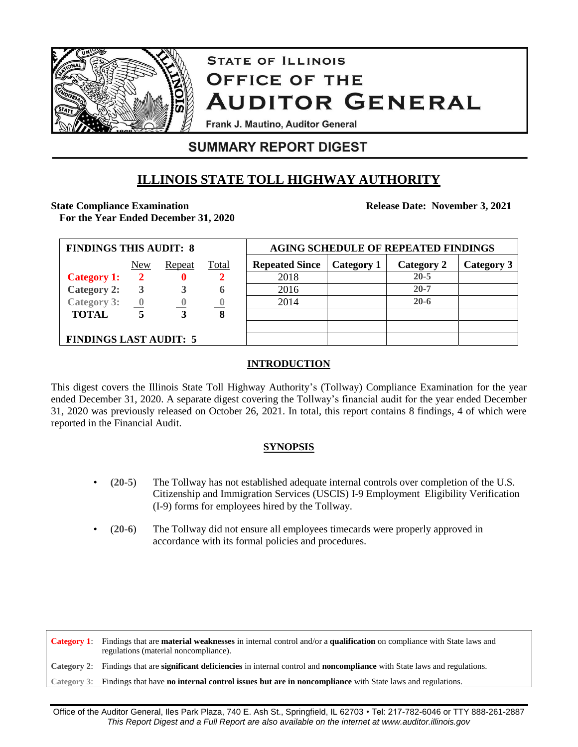# STATE OF ILLINOIS
# OFFICE OF THE AUDITOR GENERAL

Frank J. Mautino, Auditor General

## SUMMARY REPORT DIGEST

## ILLINOIS STATE TOLL HIGHWAY AUTHORITY

**State Compliance Examination**
**For the Year Ended December 31, 2020**

**Release Date: November 3, 2021**

| FINDINGS THIS AUDIT: 8 | | | |
|---|---|---|---|
| | New | Repeat | Total |
| **Category 1:** | **2** | **0** | **2** |
| **Category 2:** | **3** | **3** | **6** |
| **Category 3:** | **0** | **0** | **0** |
| **TOTAL** | **5** | **3** | **8** |
| **FINDINGS LAST AUDIT: 5** | | | |

| AGING SCHEDULE OF REPEATED FINDINGS | | | |
|---|---|---|---|
| **Repeated Since** | **Category 1** | **Category 2** | **Category 3** |
| 2018 | | **20-5** | |
| 2016 | | **20-7** | |
| 2014 | | **20-6** | |

### INTRODUCTION

This digest covers the Illinois State Toll Highway Authority's (Tollway) Compliance Examination for the year ended December 31, 2020. A separate digest covering the Tollway's financial audit for the year ended December 31, 2020 was previously released on October 26, 2021. In total, this report contains 8 findings, 4 of which were reported in the Financial Audit.

### SYNOPSIS

- **(20-5)** The Tollway has not established adequate internal controls over completion of the U.S. Citizenship and Immigration Services (USCIS) I-9 Employment Eligibility Verification (I-9) forms for employees hired by the Tollway.
- **(20-6)** The Tollway did not ensure all employees timecards were properly approved in accordance with its formal policies and procedures.

**Category 1**: Findings that are **material weaknesses** in internal control and/or a **qualification** on compliance with State laws and regulations (material noncompliance).

**Category 2**: Findings that are **significant deficiencies** in internal control and **noncompliance** with State laws and regulations.

**Category 3**: Findings that have **no internal control issues but are in noncompliance** with State laws and regulations.

Office of the Auditor General, Iles Park Plaza, 740 E. Ash St., Springfield, IL 62703 • Tel: 217-782-6046 or TTY 888-261-2887
*This Report Digest and a Full Report are also available on the internet at www.auditor.illinois.gov*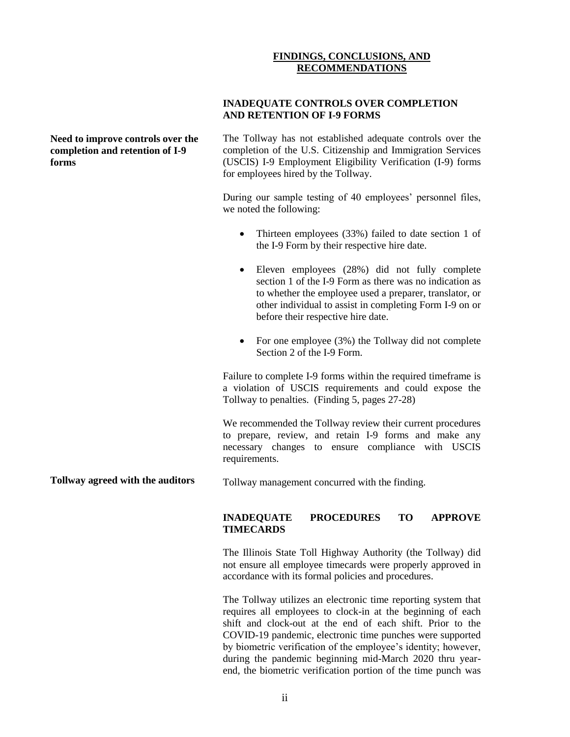## FINDINGS, CONCLUSIONS, AND RECOMMENDATIONS

### INADEQUATE CONTROLS OVER COMPLETION AND RETENTION OF I-9 FORMS

**Need to improve controls over the completion and retention of I-9 forms**

The Tollway has not established adequate controls over the completion of the U.S. Citizenship and Immigration Services (USCIS) I-9 Employment Eligibility Verification (I-9) forms for employees hired by the Tollway.

During our sample testing of 40 employees' personnel files, we noted the following:

- Thirteen employees (33%) failed to date section 1 of the I-9 Form by their respective hire date.
- Eleven employees (28%) did not fully complete section 1 of the I-9 Form as there was no indication as to whether the employee used a preparer, translator, or other individual to assist in completing Form I-9 on or before their respective hire date.
- For one employee (3%) the Tollway did not complete Section 2 of the I-9 Form.

Failure to complete I-9 forms within the required timeframe is a violation of USCIS requirements and could expose the Tollway to penalties. (Finding 5, pages 27-28)

We recommended the Tollway review their current procedures to prepare, review, and retain I-9 forms and make any necessary changes to ensure compliance with USCIS requirements.

**Tollway agreed with the auditors**

Tollway management concurred with the finding.

### INADEQUATE PROCEDURES TO APPROVE TIMECARDS

The Illinois State Toll Highway Authority (the Tollway) did not ensure all employee timecards were properly approved in accordance with its formal policies and procedures.

The Tollway utilizes an electronic time reporting system that requires all employees to clock-in at the beginning of each shift and clock-out at the end of each shift. Prior to the COVID-19 pandemic, electronic time punches were supported by biometric verification of the employee's identity; however, during the pandemic beginning mid-March 2020 thru year-end, the biometric verification portion of the time punch was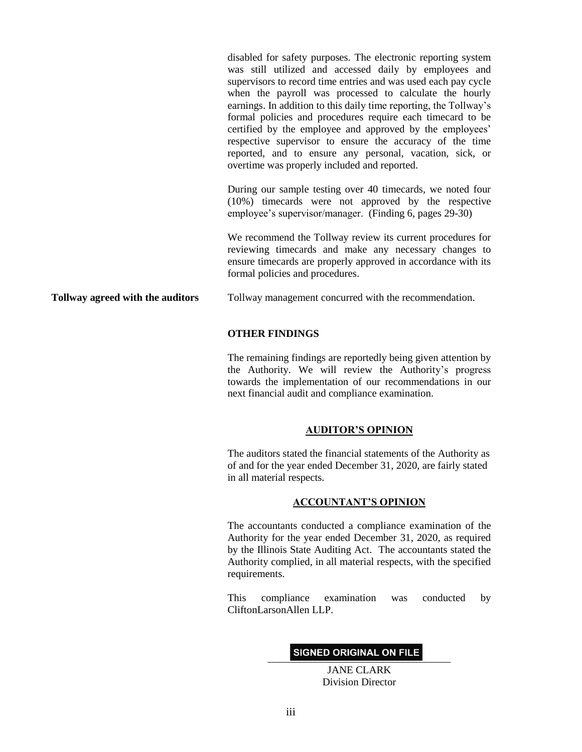disabled for safety purposes. The electronic reporting system was still utilized and accessed daily by employees and supervisors to record time entries and was used each pay cycle when the payroll was processed to calculate the hourly earnings. In addition to this daily time reporting, the Tollway's formal policies and procedures require each timecard to be certified by the employee and approved by the employees' respective supervisor to ensure the accuracy of the time reported, and to ensure any personal, vacation, sick, or overtime was properly included and reported.

During our sample testing over 40 timecards, we noted four (10%) timecards were not approved by the respective employee's supervisor/manager. (Finding 6, pages 29-30)

We recommend the Tollway review its current procedures for reviewing timecards and make any necessary changes to ensure timecards are properly approved in accordance with its formal policies and procedures.

**Tollway agreed with the auditors**

Tollway management concurred with the recommendation.

**OTHER FINDINGS**

The remaining findings are reportedly being given attention by the Authority. We will review the Authority's progress towards the implementation of our recommendations in our next financial audit and compliance examination.

## AUDITOR'S OPINION

The auditors stated the financial statements of the Authority as of and for the year ended December 31, 2020, are fairly stated in all material respects.

## ACCOUNTANT'S OPINION

The accountants conducted a compliance examination of the Authority for the year ended December 31, 2020, as required by the Illinois State Auditing Act. The accountants stated the Authority complied, in all material respects, with the specified requirements.

This compliance examination was conducted by CliftonLarsonAllen LLP.

SIGNED ORIGINAL ON FILE

JANE CLARK
Division Director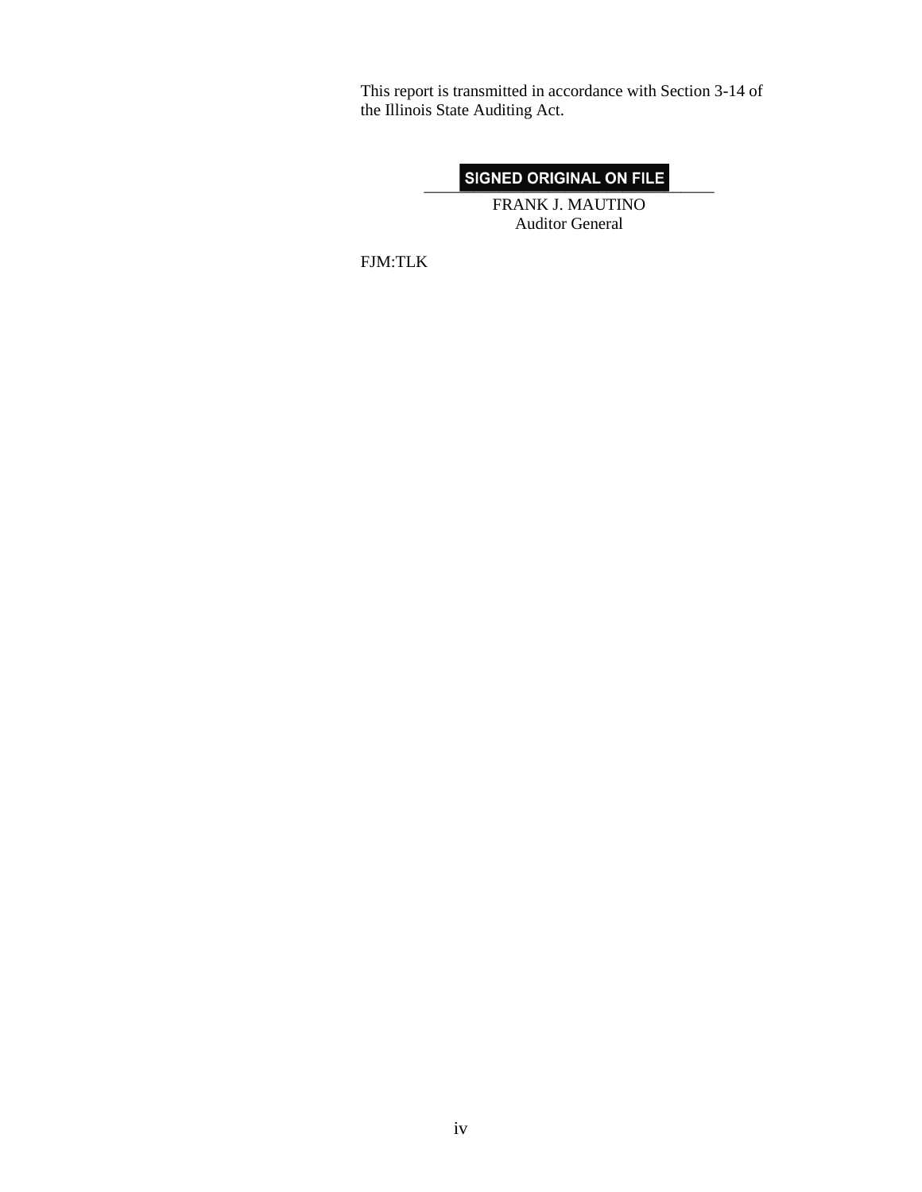This report is transmitted in accordance with Section 3-14 of the Illinois State Auditing Act.

**SIGNED ORIGINAL ON FILE**

FRANK J. MAUTINO
Auditor General

FJM:TLK